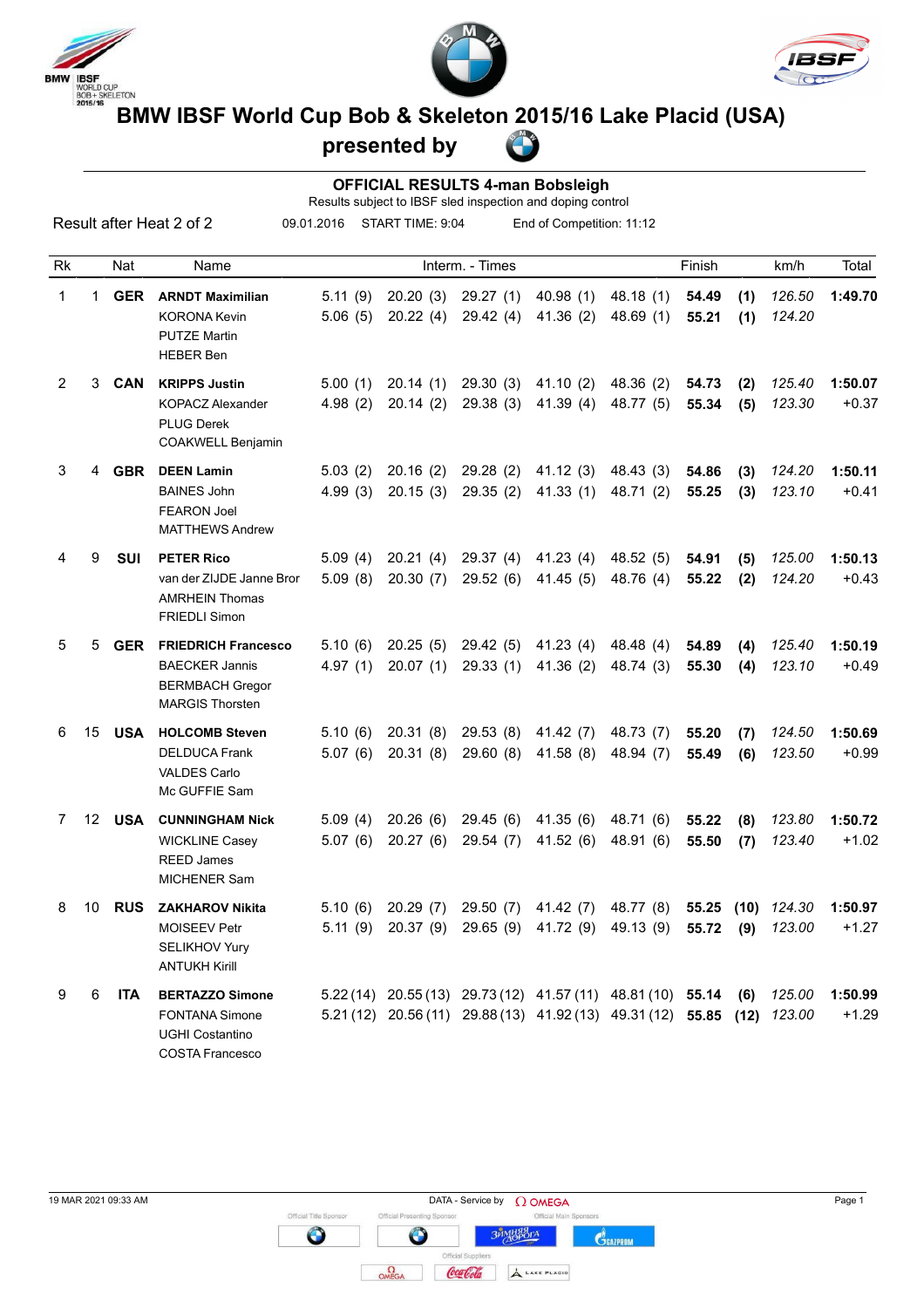# BMW IBSF World Cup Bob & Skeleton 2015/16 Lake Placid (USA)

## presented by

### OFFICIAL RESULTS 4-man Bobsleigh

Results subject to IBSF sled inspection and doping control

Result after Heat 2 of 2 | 09.01.2016 | START TIME: 9:04 | End of Competition: 11:12

| Rk | | Nat | Name | Interm. - Times | | | | | Finish | | km/h | Total |
|---|---|---|---|---|---|---|---|---|---|---|---|---|
| 1 | 1 | **GER** | **ARNDT Maximilian** | 5.11 (9) | 20.20 (3) | 29.27 (1) | 40.98 (1) | 48.18 (1) | **54.49** | **(1)** | *126.50* | **1:49.70** |
| | | | KORONA Kevin | 5.06 (5) | 20.22 (4) | 29.42 (4) | 41.36 (2) | 48.69 (1) | **55.21** | **(1)** | *124.20* | |
| | | | PUTZE Martin | | | | | | | | | |
| | | | HEBER Ben | | | | | | | | | |
| 2 | 3 | **CAN** | **KRIPPS Justin** | 5.00 (1) | 20.14 (1) | 29.30 (3) | 41.10 (2) | 48.36 (2) | **54.73** | **(2)** | *125.40* | **1:50.07** |
| | | | KOPACZ Alexander | 4.98 (2) | 20.14 (2) | 29.38 (3) | 41.39 (4) | 48.77 (5) | **55.34** | **(5)** | *123.30* | +0.37 |
| | | | PLUG Derek | | | | | | | | | |
| | | | COAKWELL Benjamin | | | | | | | | | |
| 3 | 4 | **GBR** | **DEEN Lamin** | 5.03 (2) | 20.16 (2) | 29.28 (2) | 41.12 (3) | 48.43 (3) | **54.86** | **(3)** | *124.20* | **1:50.11** |
| | | | BAINES John | 4.99 (3) | 20.15 (3) | 29.35 (2) | 41.33 (1) | 48.71 (2) | **55.25** | **(3)** | *123.10* | +0.41 |
| | | | FEARON Joel | | | | | | | | | |
| | | | MATTHEWS Andrew | | | | | | | | | |
| 4 | 9 | **SUI** | **PETER Rico** | 5.09 (4) | 20.21 (4) | 29.37 (4) | 41.23 (4) | 48.52 (5) | **54.91** | **(5)** | *125.00* | **1:50.13** |
| | | | van der ZIJDE Janne Bror | 5.09 (8) | 20.30 (7) | 29.52 (6) | 41.45 (5) | 48.76 (4) | **55.22** | **(2)** | *124.20* | +0.43 |
| | | | AMRHEIN Thomas | | | | | | | | | |
| | | | FRIEDLI Simon | | | | | | | | | |
| 5 | 5 | **GER** | **FRIEDRICH Francesco** | 5.10 (6) | 20.25 (5) | 29.42 (5) | 41.23 (4) | 48.48 (4) | **54.89** | **(4)** | *125.40* | **1:50.19** |
| | | | BAECKER Jannis | 4.97 (1) | 20.07 (1) | 29.33 (1) | 41.36 (2) | 48.74 (3) | **55.30** | **(4)** | *123.10* | +0.49 |
| | | | BERMBACH Gregor | | | | | | | | | |
| | | | MARGIS Thorsten | | | | | | | | | |
| 6 | 15 | **USA** | **HOLCOMB Steven** | 5.10 (6) | 20.31 (8) | 29.53 (8) | 41.42 (7) | 48.73 (7) | **55.20** | **(7)** | *124.50* | **1:50.69** |
| | | | DELDUCA Frank | 5.07 (6) | 20.31 (8) | 29.60 (8) | 41.58 (8) | 48.94 (7) | **55.49** | **(6)** | *123.50* | +0.99 |
| | | | VALDES Carlo | | | | | | | | | |
| | | | Mc GUFFIE Sam | | | | | | | | | |
| 7 | 12 | **USA** | **CUNNINGHAM Nick** | 5.09 (4) | 20.26 (6) | 29.45 (6) | 41.35 (6) | 48.71 (6) | **55.22** | **(8)** | *123.80* | **1:50.72** |
| | | | WICKLINE Casey | 5.07 (6) | 20.27 (6) | 29.54 (7) | 41.52 (6) | 48.91 (6) | **55.50** | **(7)** | *123.40* | +1.02 |
| | | | REED James | | | | | | | | | |
| | | | MICHENER Sam | | | | | | | | | |
| 8 | 10 | **RUS** | **ZAKHAROV Nikita** | 5.10 (6) | 20.29 (7) | 29.50 (7) | 41.42 (7) | 48.77 (8) | **55.25** | **(10)** | *124.30* | **1:50.97** |
| | | | MOISEEV Petr | 5.11 (9) | 20.37 (9) | 29.65 (9) | 41.72 (9) | 49.13 (9) | **55.72** | **(9)** | *123.00* | +1.27 |
| | | | SELIKHOV Yury | | | | | | | | | |
| | | | ANTUKH Kirill | | | | | | | | | |
| 9 | 6 | **ITA** | **BERTAZZO Simone** | 5.22 (14) | 20.55 (13) | 29.73 (12) | 41.57 (11) | 48.81 (10) | **55.14** | **(6)** | *125.00* | **1:50.99** |
| | | | FONTANA Simone | 5.21 (12) | 20.56 (11) | 29.88 (13) | 41.92 (13) | 49.31 (12) | **55.85** | **(12)** | *123.00* | +1.29 |
| | | | UGHI Costantino | | | | | | | | | |
| | | | COSTA Francesco | | | | | | | | | |

19 MAR 2021 09:33 AM — DATA - Service by OMEGA

Official Title Sponsor · Official Presenting Sponsor · Official Main Sponsors · Official Suppliers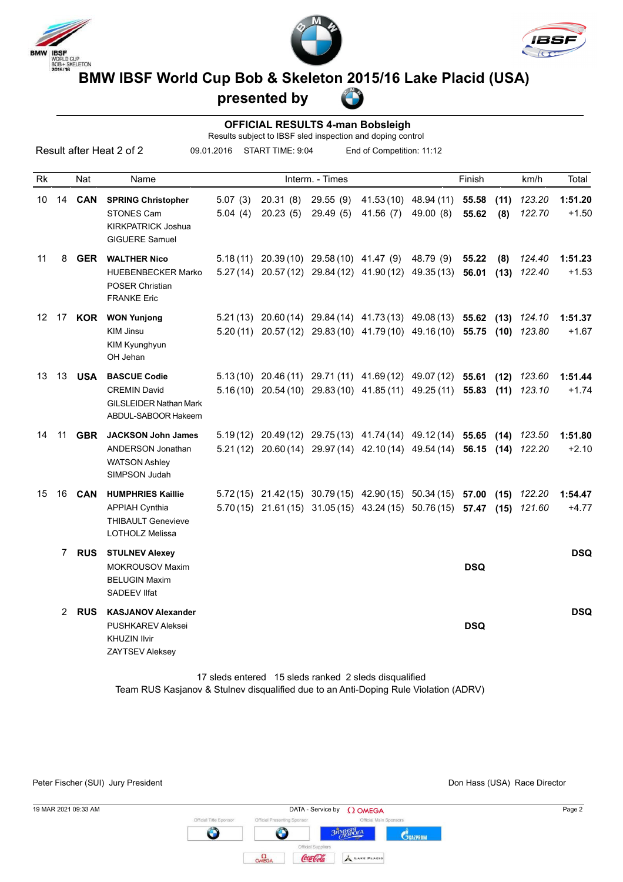# BMW IBSF World Cup Bob & Skeleton 2015/16 Lake Placid (USA)

## presented by

### OFFICIAL RESULTS 4-man Bobsleigh

Results subject to IBSF sled inspection and doping control

Result after Heat 2 of 2 | 09.01.2016 | START TIME: 9:04 | End of Competition: 11:12

| Rk | | Nat | Name | Interm. - Times | | | | | Finish | | km/h | Total |
|---|---|---|---|---|---|---|---|---|---|---|---|---|
| 10 | 14 | CAN | **SPRING Christopher** | 5.07 (3) | 20.31 (8) | 29.55 (9) | 41.53 (10) | 48.94 (11) | **55.58** | **(11)** | *123.20* | **1:51.20** |
| | | | STONES Cam | 5.04 (4) | 20.23 (5) | 29.49 (5) | 41.56 (7) | 49.00 (8) | **55.62** | **(8)** | *122.70* | +1.50 |
| | | | KIRKPATRICK Joshua | | | | | | | | | |
| | | | GIGUERE Samuel | | | | | | | | | |
| 11 | 8 | GER | **WALTHER Nico** | 5.18 (11) | 20.39 (10) | 29.58 (10) | 41.47 (9) | 48.79 (9) | **55.22** | **(8)** | *124.40* | **1:51.23** |
| | | | HUEBENBECKER Marko | 5.27 (14) | 20.57 (12) | 29.84 (12) | 41.90 (12) | 49.35 (13) | **56.01** | **(13)** | *122.40* | +1.53 |
| | | | POSER Christian | | | | | | | | | |
| | | | FRANKE Eric | | | | | | | | | |
| 12 | 17 | KOR | **WON Yunjong** | 5.21 (13) | 20.60 (14) | 29.84 (14) | 41.73 (13) | 49.08 (13) | **55.62** | **(13)** | *124.10* | **1:51.37** |
| | | | KIM Jinsu | 5.20 (11) | 20.57 (12) | 29.83 (10) | 41.79 (10) | 49.16 (10) | **55.75** | **(10)** | *123.80* | +1.67 |
| | | | KIM Kyunghyun | | | | | | | | | |
| | | | OH Jehan | | | | | | | | | |
| 13 | 13 | USA | **BASCUE Codie** | 5.13 (10) | 20.46 (11) | 29.71 (11) | 41.69 (12) | 49.07 (12) | **55.61** | **(12)** | *123.60* | **1:51.44** |
| | | | CREMIN David | 5.16 (10) | 20.54 (10) | 29.83 (10) | 41.85 (11) | 49.25 (11) | **55.83** | **(11)** | *123.10* | +1.74 |
| | | | GILSLEIDER Nathan Mark | | | | | | | | | |
| | | | ABDUL-SABOOR Hakeem | | | | | | | | | |
| 14 | 11 | GBR | **JACKSON John James** | 5.19 (12) | 20.49 (12) | 29.75 (13) | 41.74 (14) | 49.12 (14) | **55.65** | **(14)** | *123.50* | **1:51.80** |
| | | | ANDERSON Jonathan | 5.21 (12) | 20.60 (14) | 29.97 (14) | 42.10 (14) | 49.54 (14) | **56.15** | **(14)** | *122.20* | +2.10 |
| | | | WATSON Ashley | | | | | | | | | |
| | | | SIMPSON Judah | | | | | | | | | |
| 15 | 16 | CAN | **HUMPHRIES Kaillie** | 5.72 (15) | 21.42 (15) | 30.79 (15) | 42.90 (15) | 50.34 (15) | **57.00** | **(15)** | *122.20* | **1:54.47** |
| | | | APPIAH Cynthia | 5.70 (15) | 21.61 (15) | 31.05 (15) | 43.24 (15) | 50.76 (15) | **57.47** | **(15)** | *121.60* | +4.77 |
| | | | THIBAULT Genevieve | | | | | | | | | |
| | | | LOTHOLZ Melissa | | | | | | | | | |
| | 7 | RUS | **STULNEV Alexey** | | | | | | | | | **DSQ** |
| | | | MOKROUSOV Maxim | | | | | | **DSQ** | | | |
| | | | BELUGIN Maxim | | | | | | | | | |
| | | | SADEEV Ilfat | | | | | | | | | |
| | 2 | RUS | **KASJANOV Alexander** | | | | | | | | | **DSQ** |
| | | | PUSHKAREV Aleksei | | | | | | **DSQ** | | | |
| | | | KHUZIN Ilvir | | | | | | | | | |
| | | | ZAYTSEV Aleksey | | | | | | | | | |

17 sleds entered 15 sleds ranked 2 sleds disqualified

Team RUS Kasjanov & Stulnev disqualified due to an Anti-Doping Rule Violation (ADRV)

Peter Fischer (SUI) Jury President

Don Hass (USA) Race Director

19 MAR 2021 09:33 AM

DATA - Service by OMEGA